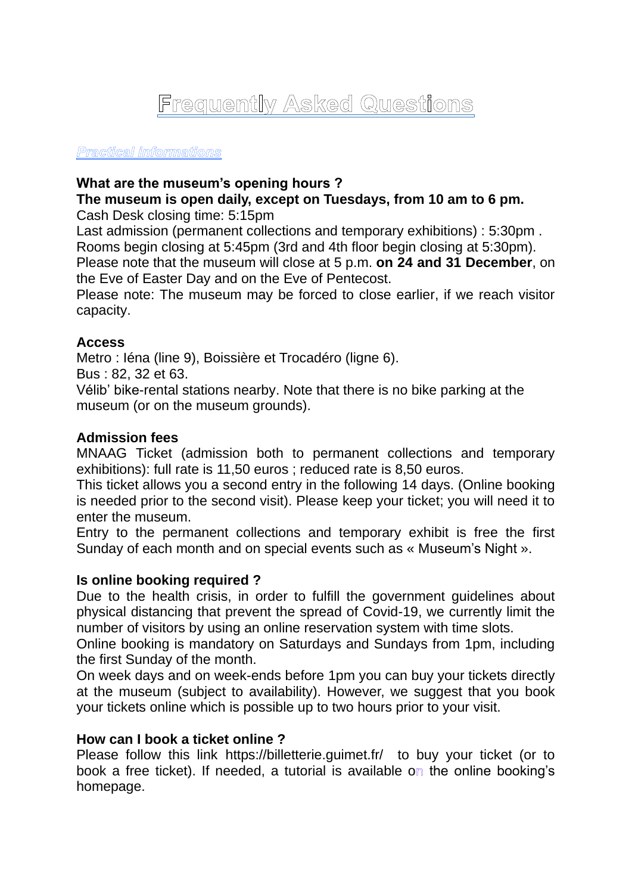# Frequently Asked Questions

## *Practical Informations*

**What are the museum's opening hours ?**

**The museum is open daily, except on Tuesdays, from 10 am to 6 pm.**

Cash Desk closing time: 5:15pm

Last admission (permanent collections and temporary exhibitions) : 5:30pm .

Rooms begin closing at 5:45pm (3rd and 4th floor begin closing at 5:30pm).

Please note that the museum will close at 5 p.m. **on 24 and 31 December**, on the Eve of Easter Day and on the Eve of Pentecost.

Please note: The museum may be forced to close earlier, if we reach visitor capacity.

**Access**

Metro : Iéna (line 9), Boissière et Trocadéro (ligne 6).

Bus : 82, 32 et 63.

Vélib' bike-rental stations nearby. Note that there is no bike parking at the museum (or on the museum grounds).

**Admission fees**

MNAAG Ticket (admission both to permanent collections and temporary exhibitions): full rate is 11,50 euros ; reduced rate is 8,50 euros.

This ticket allows you a second entry in the following 14 days. (Online booking is needed prior to the second visit). Please keep your ticket; you will need it to enter the museum.

Entry to the permanent collections and temporary exhibit is free the first Sunday of each month and on special events such as « Museum's Night ».

**Is online booking required ?**

Due to the health crisis, in order to fulfill the government guidelines about physical distancing that prevent the spread of Covid-19, we currently limit the number of visitors by using an online reservation system with time slots.

Online booking is mandatory on Saturdays and Sundays from 1pm, including the first Sunday of the month.

On week days and on week-ends before 1pm you can buy your tickets directly at the museum (subject to availability). However, we suggest that you book your tickets online which is possible up to two hours prior to your visit.

**How can I book a ticket online ?**

Please follow this link https://billetterie.guimet.fr/ to buy your ticket (or to book a free ticket). If needed, a tutorial is available on the online booking's homepage.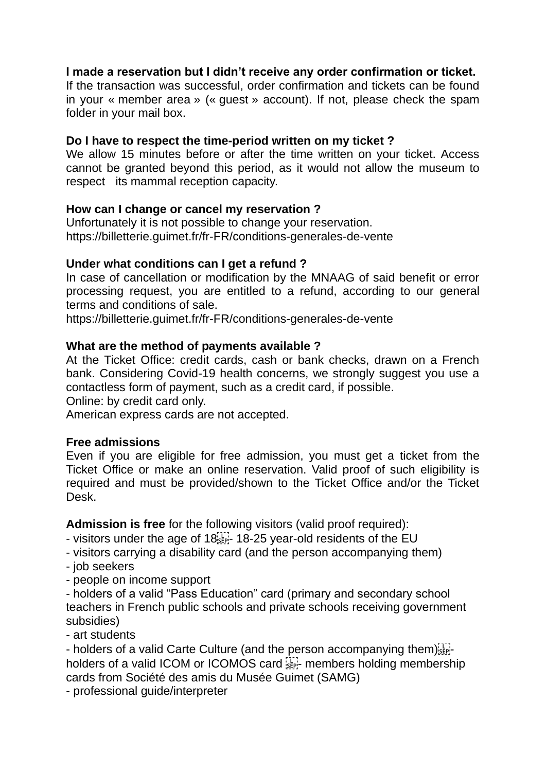**I made a reservation but I didn't receive any order confirmation or ticket.**
If the transaction was successful, order confirmation and tickets can be found in your « member area » (« guest » account). If not, please check the spam folder in your mail box.

**Do I have to respect the time-period written on my ticket ?**
We allow 15 minutes before or after the time written on your ticket. Access cannot be granted beyond this period, as it would not allow the museum to respect its mammal reception capacity.

**How can I change or cancel my reservation ?**
Unfortunately it is not possible to change your reservation.
https://billetterie.guimet.fr/fr-FR/conditions-generales-de-vente

**Under what conditions can I get a refund ?**
In case of cancellation or modification by the MNAAG of said benefit or error processing request, you are entitled to a refund, according to our general terms and conditions of sale.
https://billetterie.guimet.fr/fr-FR/conditions-generales-de-vente

**What are the method of payments available ?**
At the Ticket Office: credit cards, cash or bank checks, drawn on a French bank. Considering Covid-19 health concerns, we strongly suggest you use a contactless form of payment, such as a credit card, if possible.
Online: by credit card only.
American express cards are not accepted.

**Free admissions**
Even if you are eligible for free admission, you must get a ticket from the Ticket Office or make an online reservation. Valid proof of such eligibility is required and must be provided/shown to the Ticket Office and/or the Ticket Desk.

**Admission is free** for the following visitors (valid proof required):
- visitors under the age of 18
- 18-25 year-old residents of the EU
- visitors carrying a disability card (and the person accompanying them)
- job seekers
- people on income support
- holders of a valid "Pass Education" card (primary and secondary school teachers in French public schools and private schools receiving government subsidies)
- art students
- holders of a valid Carte Culture (and the person accompanying them)
- holders of a valid ICOM or ICOMOS card
- members holding membership cards from Société des amis du Musée Guimet (SAMG)
- professional guide/interpreter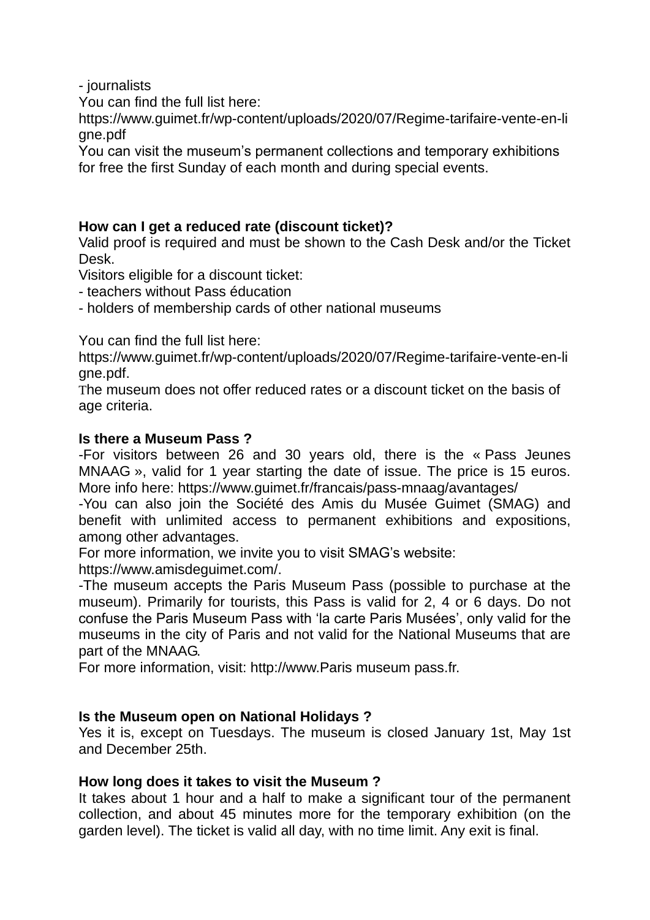- journalists

You can find the full list here:
https://www.guimet.fr/wp-content/uploads/2020/07/Regime-tarifaire-vente-en-ligne.pdf

You can visit the museum's permanent collections and temporary exhibitions for free the first Sunday of each month and during special events.

**How can I get a reduced rate (discount ticket)?**

Valid proof is required and must be shown to the Cash Desk and/or the Ticket Desk.

Visitors eligible for a discount ticket:

- teachers without Pass éducation
- holders of membership cards of other national museums

You can find the full list here:
https://www.guimet.fr/wp-content/uploads/2020/07/Regime-tarifaire-vente-en-ligne.pdf.

The museum does not offer reduced rates or a discount ticket on the basis of age criteria.

**Is there a Museum Pass ?**

-For visitors between 26 and 30 years old, there is the « Pass Jeunes MNAAG », valid for 1 year starting the date of issue. The price is 15 euros. More info here: https://www.guimet.fr/francais/pass-mnaag/avantages/

-You can also join the Société des Amis du Musée Guimet (SMAG) and benefit with unlimited access to permanent exhibitions and expositions, among other advantages.

For more information, we invite you to visit SMAG's website:
https://www.amisdeguimet.com/.

-The museum accepts the Paris Museum Pass (possible to purchase at the museum). Primarily for tourists, this Pass is valid for 2, 4 or 6 days. Do not confuse the Paris Museum Pass with 'la carte Paris Musées', only valid for the museums in the city of Paris and not valid for the National Museums that are part of the MNAAG.

For more information, visit: http://www.Paris museum pass.fr.

**Is the Museum open on National Holidays ?**

Yes it is, except on Tuesdays. The museum is closed January 1st, May 1st and December 25th.

**How long does it takes to visit the Museum ?**

It takes about 1 hour and a half to make a significant tour of the permanent collection, and about 45 minutes more for the temporary exhibition (on the garden level). The ticket is valid all day, with no time limit. Any exit is final.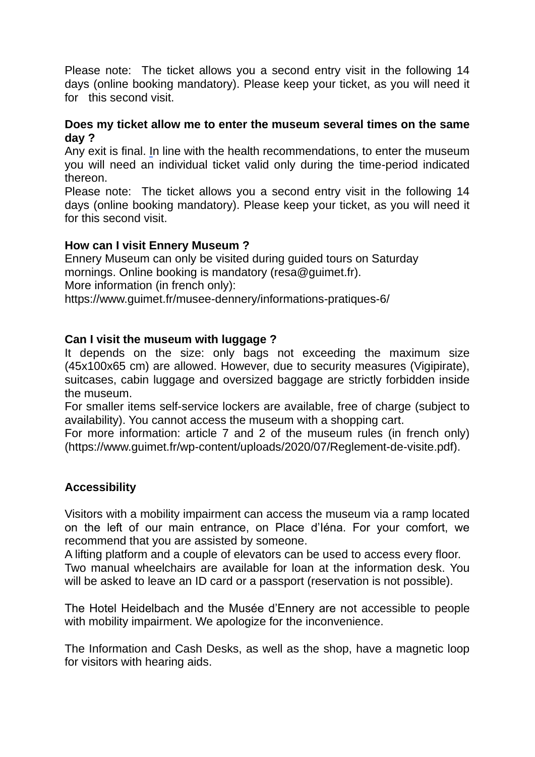Please note: The ticket allows you a second entry visit in the following 14 days (online booking mandatory). Please keep your ticket, as you will need it for this second visit.

**Does my ticket allow me to enter the museum several times on the same day ?**

Any exit is final. In line with the health recommendations, to enter the museum you will need an individual ticket valid only during the time-period indicated thereon.

Please note: The ticket allows you a second entry visit in the following 14 days (online booking mandatory). Please keep your ticket, as you will need it for this second visit.

**How can I visit Ennery Museum ?**

Ennery Museum can only be visited during guided tours on Saturday mornings. Online booking is mandatory (resa@guimet.fr).
More information (in french only):
https://www.guimet.fr/musee-dennery/informations-pratiques-6/

**Can I visit the museum with luggage ?**

It depends on the size: only bags not exceeding the maximum size (45x100x65 cm) are allowed. However, due to security measures (Vigipirate), suitcases, cabin luggage and oversized baggage are strictly forbidden inside the museum.

For smaller items self-service lockers are available, free of charge (subject to availability). You cannot access the museum with a shopping cart.

For more information: article 7 and 2 of the museum rules (in french only) (https://www.guimet.fr/wp-content/uploads/2020/07/Reglement-de-visite.pdf).

**Accessibility**

Visitors with a mobility impairment can access the museum via a ramp located on the left of our main entrance, on Place d'Iéna. For your comfort, we recommend that you are assisted by someone.

A lifting platform and a couple of elevators can be used to access every floor.

Two manual wheelchairs are available for loan at the information desk. You will be asked to leave an ID card or a passport (reservation is not possible).

The Hotel Heidelbach and the Musée d'Ennery are not accessible to people with mobility impairment. We apologize for the inconvenience.

The Information and Cash Desks, as well as the shop, have a magnetic loop for visitors with hearing aids.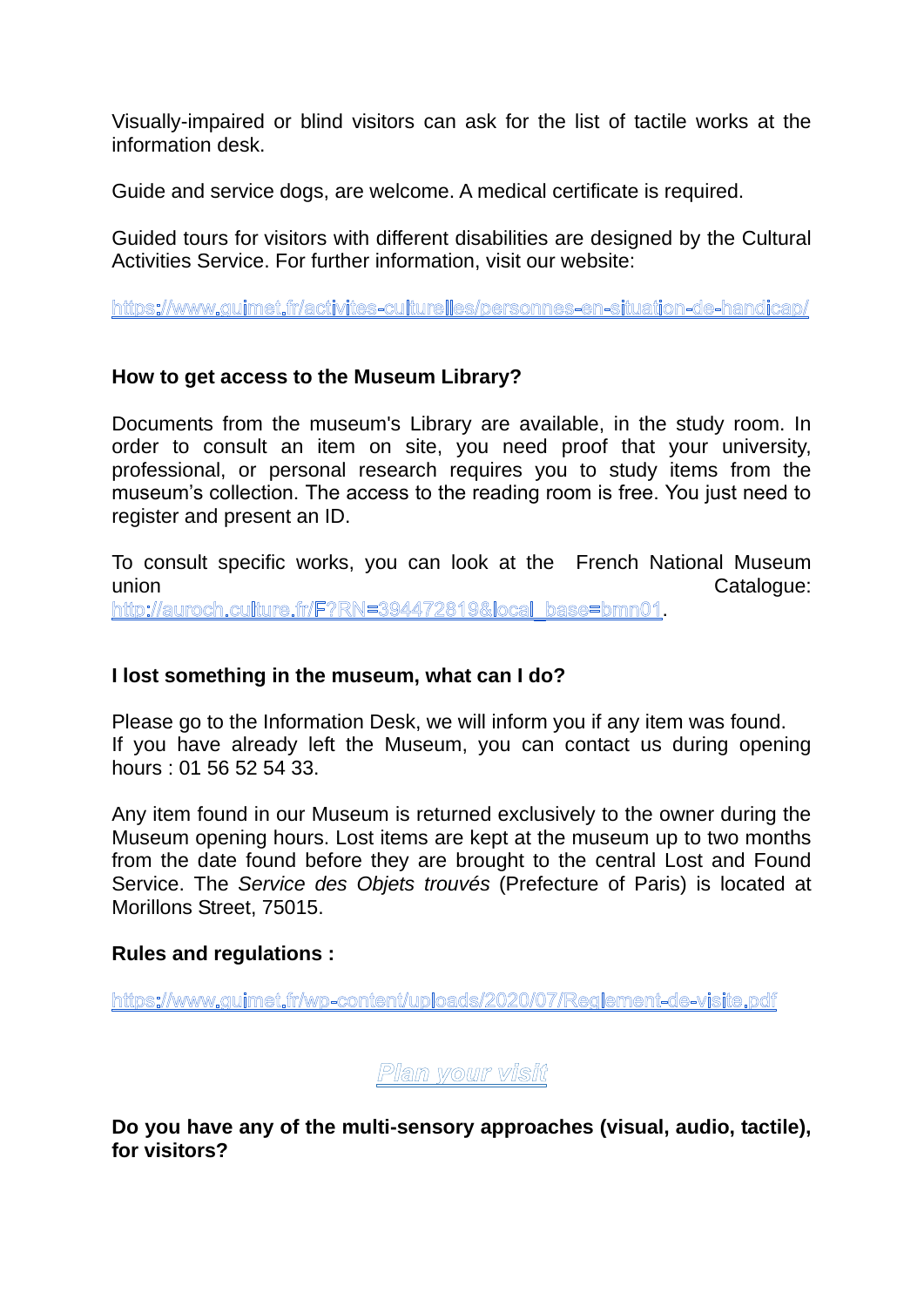Visually-impaired or blind visitors can ask for the list of tactile works at the information desk.

Guide and service dogs, are welcome. A medical certificate is required.

Guided tours for visitors with different disabilities are designed by the Cultural Activities Service. For further information, visit our website:

https://www.guimet.fr/activites-culturelles/personnes-en-situation-de-handicap/

**How to get access to the Museum Library?**

Documents from the museum's Library are available, in the study room. In order to consult an item on site, you need proof that your university, professional, or personal research requires you to study items from the museum's collection. The access to the reading room is free. You just need to register and present an ID.

To consult specific works, you can look at the French National Museum union Catalogue: http://auroch.culture.fr/F?RN=394472819&local_base=bmn01.

**I lost something in the museum, what can I do?**

Please go to the Information Desk, we will inform you if any item was found.
If you have already left the Museum, you can contact us during opening hours : 01 56 52 54 33.

Any item found in our Museum is returned exclusively to the owner during the Museum opening hours. Lost items are kept at the museum up to two months from the date found before they are brought to the central Lost and Found Service. The *Service des Objets trouvés* (Prefecture of Paris) is located at Morillons Street, 75015.

**Rules and regulations :**

https://www.guimet.fr/wp-content/uploads/2020/07/Reglement-de-visite.pdf

*Plan your visit*

**Do you have any of the multi-sensory approaches (visual, audio, tactile), for visitors?**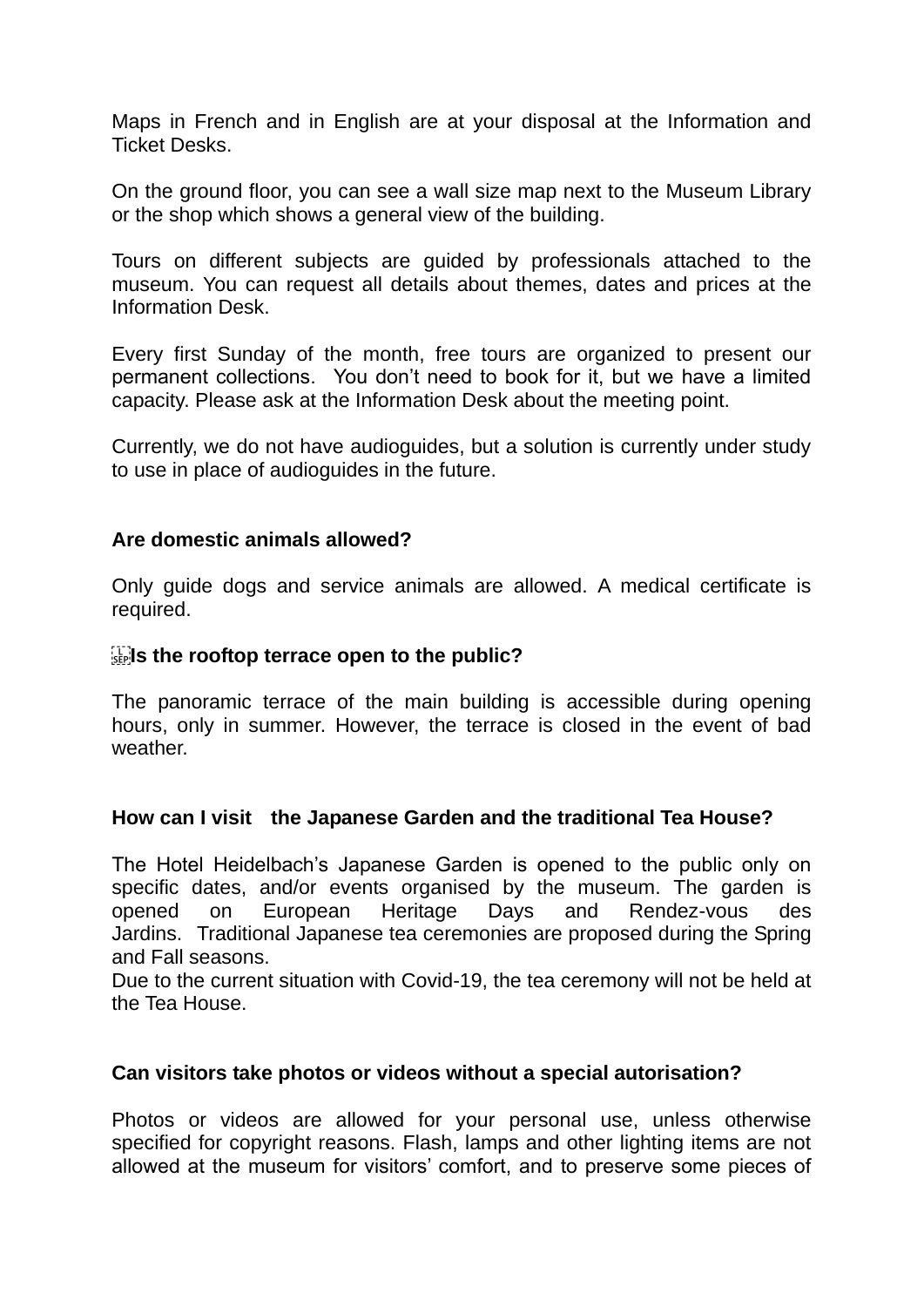Maps in French and in English are at your disposal at the Information and Ticket Desks.

On the ground floor, you can see a wall size map next to the Museum Library or the shop which shows a general view of the building.

Tours on different subjects are guided by professionals attached to the museum. You can request all details about themes, dates and prices at the Information Desk.

Every first Sunday of the month, free tours are organized to present our permanent collections.  You don't need to book for it, but we have a limited capacity. Please ask at the Information Desk about the meeting point.

Currently, we do not have audioguides, but a solution is currently under study to use in place of audioguides in the future.

**Are domestic animals allowed?**

Only guide dogs and service animals are allowed. A medical certificate is required.

**Is the rooftop terrace open to the public?**

The panoramic terrace of the main building is accessible during opening hours, only in summer. However, the terrace is closed in the event of bad weather.

**How can I visit  the Japanese Garden and the traditional Tea House?**

The Hotel Heidelbach's Japanese Garden is opened to the public only on specific dates, and/or events organised by the museum. The garden is opened on European Heritage Days and Rendez-vous des Jardins.  Traditional Japanese tea ceremonies are proposed during the Spring and Fall seasons.
Due to the current situation with Covid-19, the tea ceremony will not be held at the Tea House.

**Can visitors take photos or videos without a special autorisation?**

Photos or videos are allowed for your personal use, unless otherwise specified for copyright reasons. Flash, lamps and other lighting items are not allowed at the museum for visitors' comfort, and to preserve some pieces of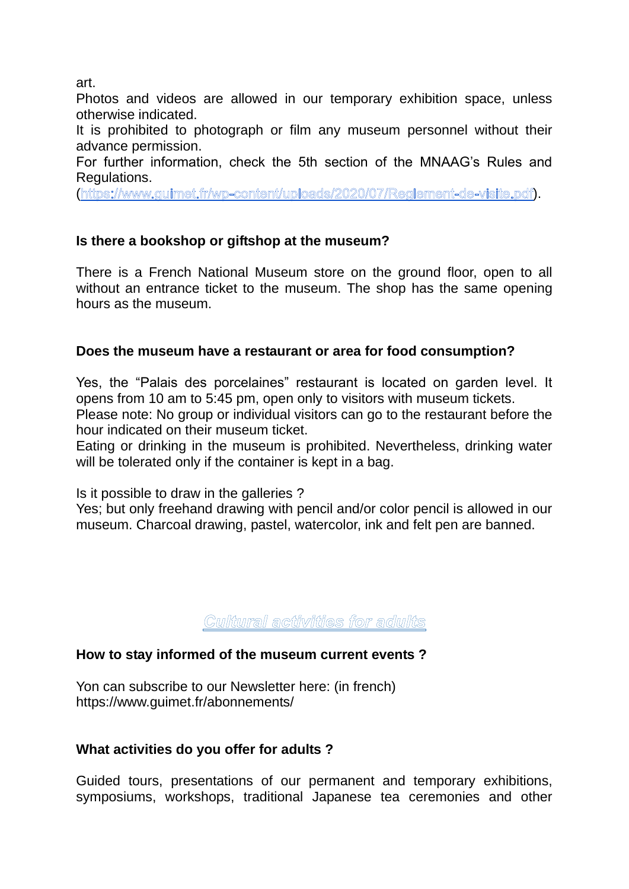art.
Photos and videos are allowed in our temporary exhibition space, unless otherwise indicated.
It is prohibited to photograph or film any museum personnel without their advance permission.
For further information, check the 5th section of the MNAAG's Rules and Regulations.
(https://www.guimet.fr/wp-content/uploads/2020/07/Reglement-de-visite.pdf).

**Is there a bookshop or giftshop at the museum?**

There is a French National Museum store on the ground floor, open to all without an entrance ticket to the museum. The shop has the same opening hours as the museum.

**Does the museum have a restaurant or area for food consumption?**

Yes, the "Palais des porcelaines" restaurant is located on garden level. It opens from 10 am to 5:45 pm, open only to visitors with museum tickets.
Please note: No group or individual visitors can go to the restaurant before the hour indicated on their museum ticket.
Eating or drinking in the museum is prohibited. Nevertheless, drinking water will be tolerated only if the container is kept in a bag.

Is it possible to draw in the galleries ?
Yes; but only freehand drawing with pencil and/or color pencil is allowed in our museum. Charcoal drawing, pastel, watercolor, ink and felt pen are banned.

## *Cultural activities for adults*

**How to stay informed of the museum current events ?**

Yon can subscribe to our Newsletter here: (in french)
https://www.guimet.fr/abonnements/

**What activities do you offer for adults ?**

Guided tours, presentations of our permanent and temporary exhibitions, symposiums, workshops, traditional Japanese tea ceremonies and other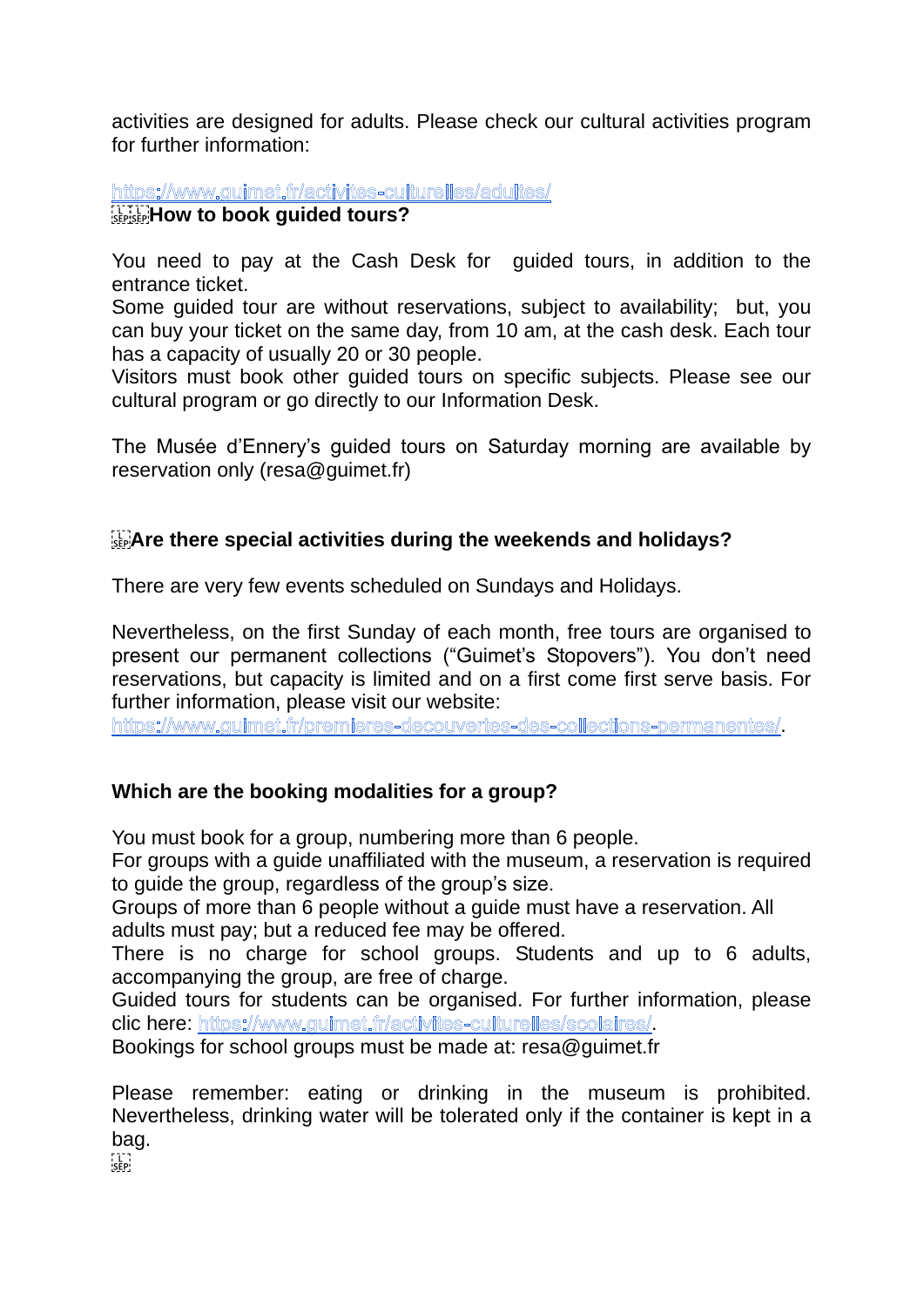activities are designed for adults. Please check our cultural activities program for further information:

https://www.guimet.fr/activites-culturelles/adultes/

## How to book guided tours?

You need to pay at the Cash Desk for guided tours, in addition to the entrance ticket.
Some guided tour are without reservations, subject to availability; but, you can buy your ticket on the same day, from 10 am, at the cash desk. Each tour has a capacity of usually 20 or 30 people.
Visitors must book other guided tours on specific subjects. Please see our cultural program or go directly to our Information Desk.

The Musée d'Ennery's guided tours on Saturday morning are available by reservation only (resa@guimet.fr)

## Are there special activities during the weekends and holidays?

There are very few events scheduled on Sundays and Holidays.

Nevertheless, on the first Sunday of each month, free tours are organised to present our permanent collections ("Guimet's Stopovers"). You don't need reservations, but capacity is limited and on a first come first serve basis. For further information, please visit our website:
https://www.guimet.fr/premieres-decouvertes-des-collections-permanentes/.

## Which are the booking modalities for a group?

You must book for a group, numbering more than 6 people.
For groups with a guide unaffiliated with the museum, a reservation is required to guide the group, regardless of the group's size.
Groups of more than 6 people without a guide must have a reservation. All adults must pay; but a reduced fee may be offered.
There is no charge for school groups. Students and up to 6 adults, accompanying the group, are free of charge.
Guided tours for students can be organised. For further information, please clic here: https://www.guimet.fr/activites-culturelles/scolaires/.
Bookings for school groups must be made at: resa@guimet.fr

Please remember: eating or drinking in the museum is prohibited. Nevertheless, drinking water will be tolerated only if the container is kept in a bag.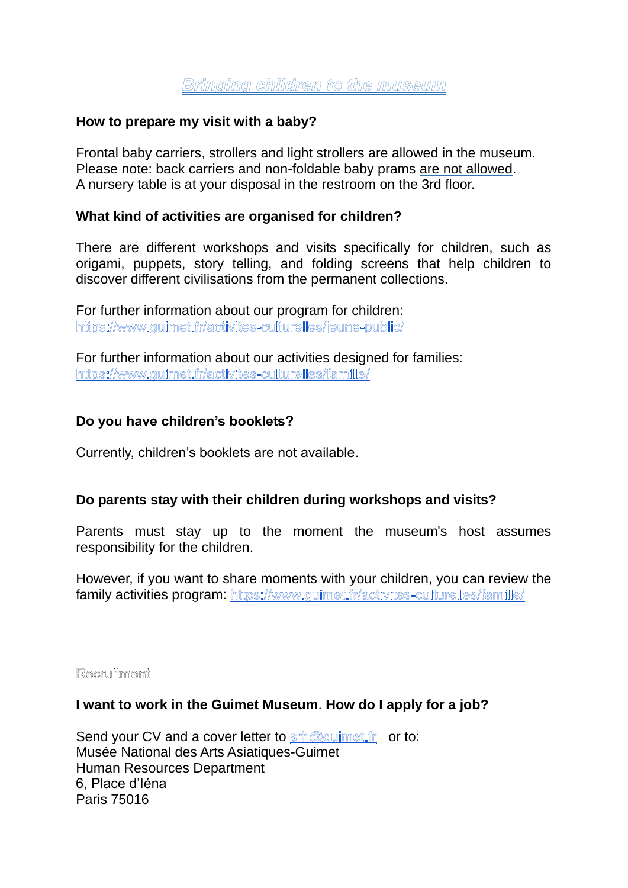## Bringing children to the museum

**How to prepare my visit with a baby?**

Frontal baby carriers, strollers and light strollers are allowed in the museum. Please note: back carriers and non-foldable baby prams are not allowed.
A nursery table is at your disposal in the restroom on the 3rd floor.

**What kind of activities are organised for children?**

There are different workshops and visits specifically for children, such as origami, puppets, story telling, and folding screens that help children to discover different civilisations from the permanent collections.

For further information about our program for children:
https://www.guimet.fr/activites-culturelles/jeune-public/

For further information about our activities designed for families:
https://www.guimet.fr/activites-culturelles/famille/

**Do you have children's booklets?**

Currently, children's booklets are not available.

**Do parents stay with their children during workshops and visits?**

Parents must stay up to the moment the museum's host assumes responsibility for the children.

However, if you want to share moments with your children, you can review the family activities program: https://www.guimet.fr/activites-culturelles/famille/

## Recruitment

**I want to work in the Guimet Museum. How do I apply for a job?**

Send your CV and a cover letter to srh@guimet.fr or to:
Musée National des Arts Asiatiques-Guimet
Human Resources Department
6, Place d'Iéna
Paris 75016